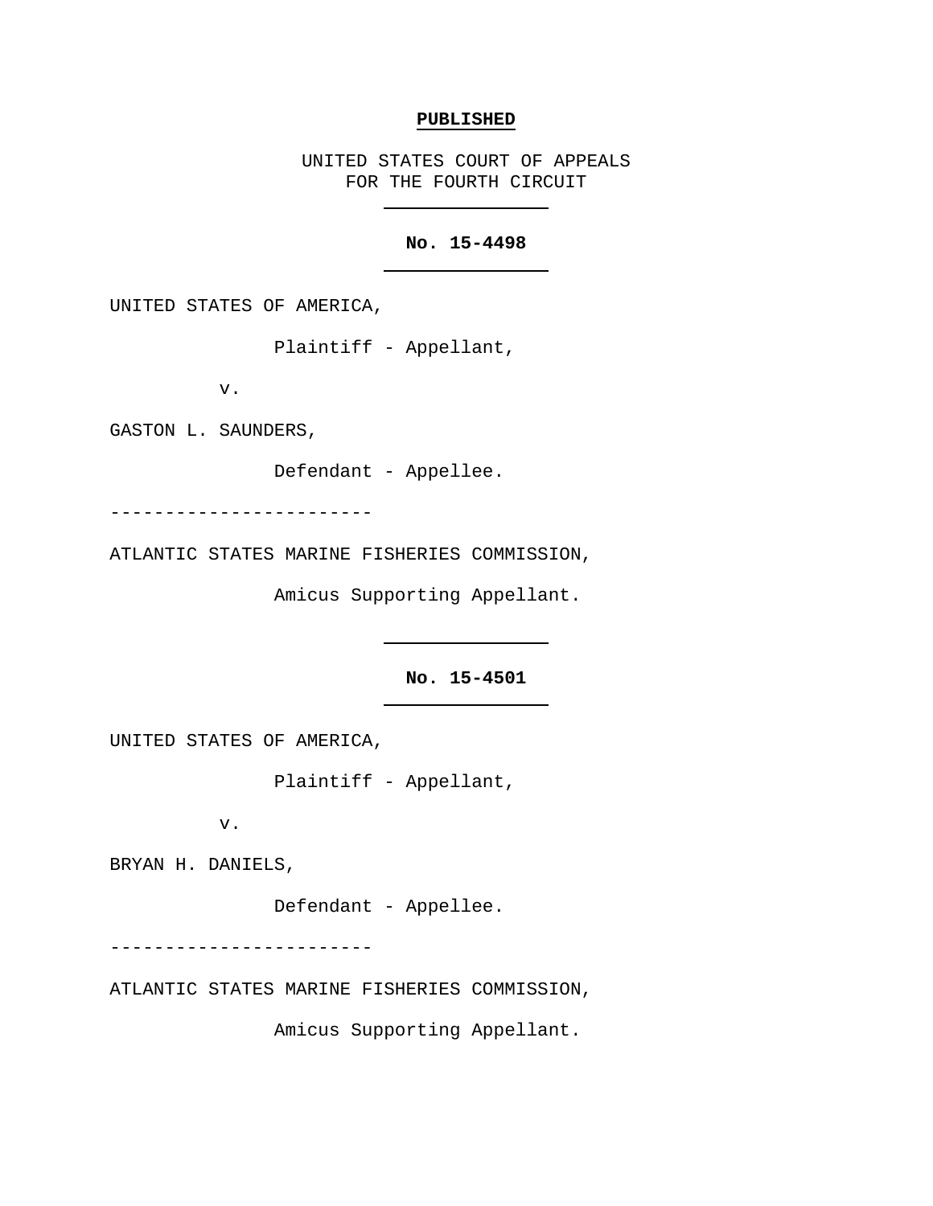**PUBLISHED**

UNITED STATES COURT OF APPEALS
FOR THE FOURTH CIRCUIT

---

**No. 15-4498**

---

UNITED STATES OF AMERICA,

Plaintiff - Appellant,

v.

GASTON L. SAUNDERS,

Defendant - Appellee.

------------------------

ATLANTIC STATES MARINE FISHERIES COMMISSION,

Amicus Supporting Appellant.

---

**No. 15-4501**

---

UNITED STATES OF AMERICA,

Plaintiff - Appellant,

v.

BRYAN H. DANIELS,

Defendant - Appellee.

------------------------

ATLANTIC STATES MARINE FISHERIES COMMISSION,

Amicus Supporting Appellant.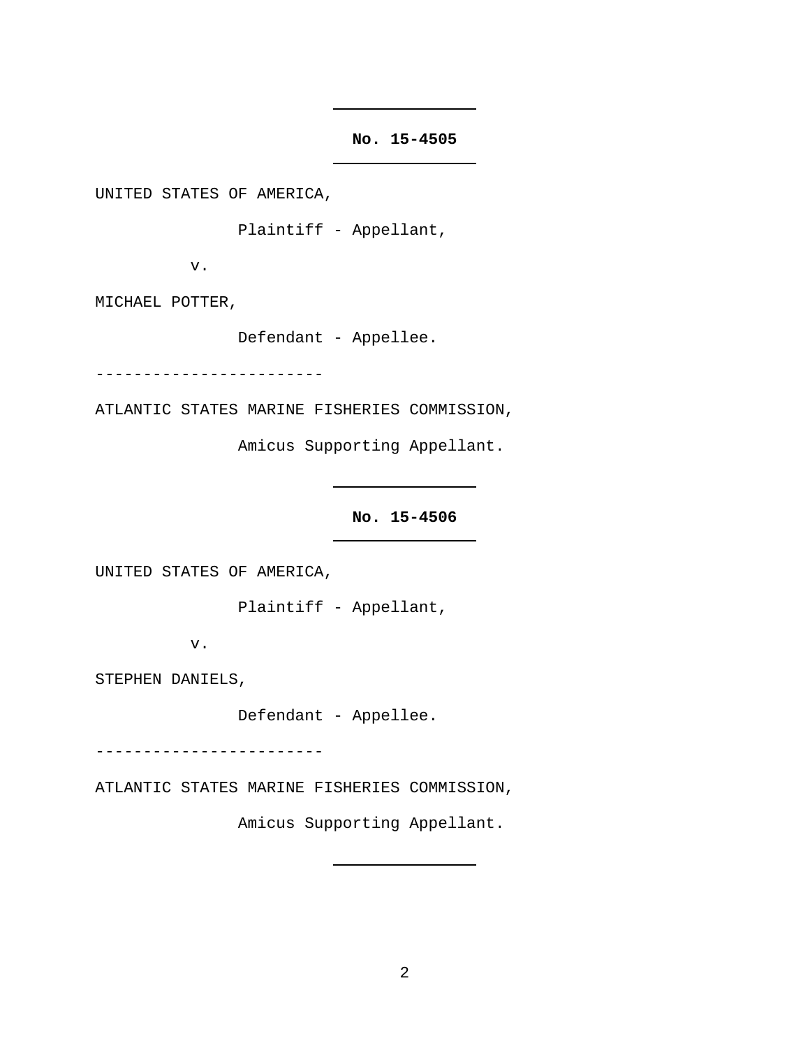**No. 15-4505**

UNITED STATES OF AMERICA,

Plaintiff - Appellant,

v.

MICHAEL POTTER,

Defendant - Appellee.

------------------------

ATLANTIC STATES MARINE FISHERIES COMMISSION,

Amicus Supporting Appellant.

**No. 15-4506**

UNITED STATES OF AMERICA,

Plaintiff - Appellant,

v.

STEPHEN DANIELS,

Defendant - Appellee.

------------------------

ATLANTIC STATES MARINE FISHERIES COMMISSION,

Amicus Supporting Appellant.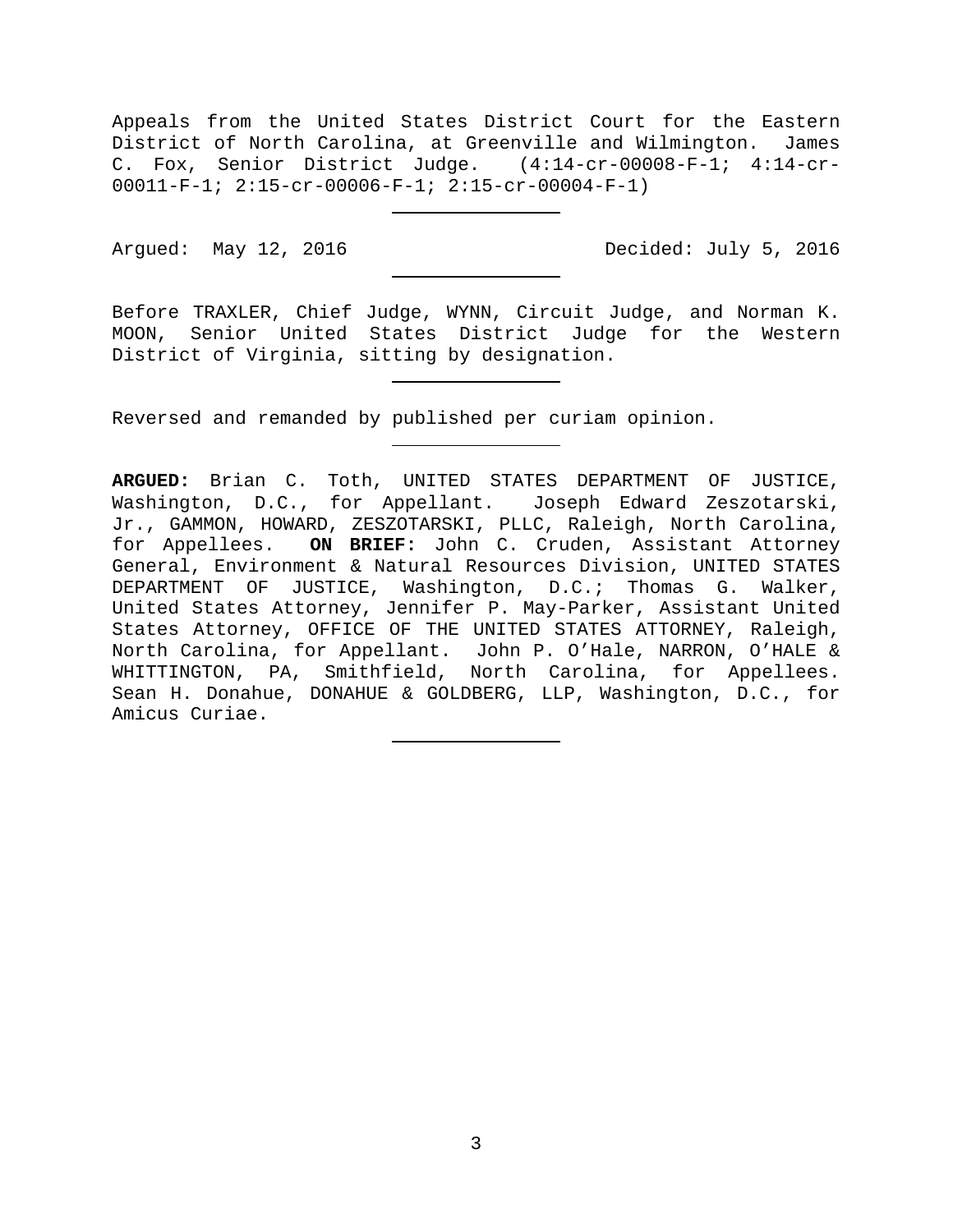Appeals from the United States District Court for the Eastern District of North Carolina, at Greenville and Wilmington. James C. Fox, Senior District Judge. (4:14-cr-00008-F-1; 4:14-cr-00011-F-1; 2:15-cr-00006-F-1; 2:15-cr-00004-F-1)

---

Argued: May 12, 2016 Decided: July 5, 2016

---

Before TRAXLER, Chief Judge, WYNN, Circuit Judge, and Norman K. MOON, Senior United States District Judge for the Western District of Virginia, sitting by designation.

---

Reversed and remanded by published per curiam opinion.

---

**ARGUED:** Brian C. Toth, UNITED STATES DEPARTMENT OF JUSTICE, Washington, D.C., for Appellant. Joseph Edward Zeszotarski, Jr., GAMMON, HOWARD, ZESZOTARSKI, PLLC, Raleigh, North Carolina, for Appellees. **ON BRIEF:** John C. Cruden, Assistant Attorney General, Environment & Natural Resources Division, UNITED STATES DEPARTMENT OF JUSTICE, Washington, D.C.; Thomas G. Walker, United States Attorney, Jennifer P. May-Parker, Assistant United States Attorney, OFFICE OF THE UNITED STATES ATTORNEY, Raleigh, North Carolina, for Appellant. John P. O'Hale, NARRON, O'HALE & WHITTINGTON, PA, Smithfield, North Carolina, for Appellees. Sean H. Donahue, DONAHUE & GOLDBERG, LLP, Washington, D.C., for Amicus Curiae.

---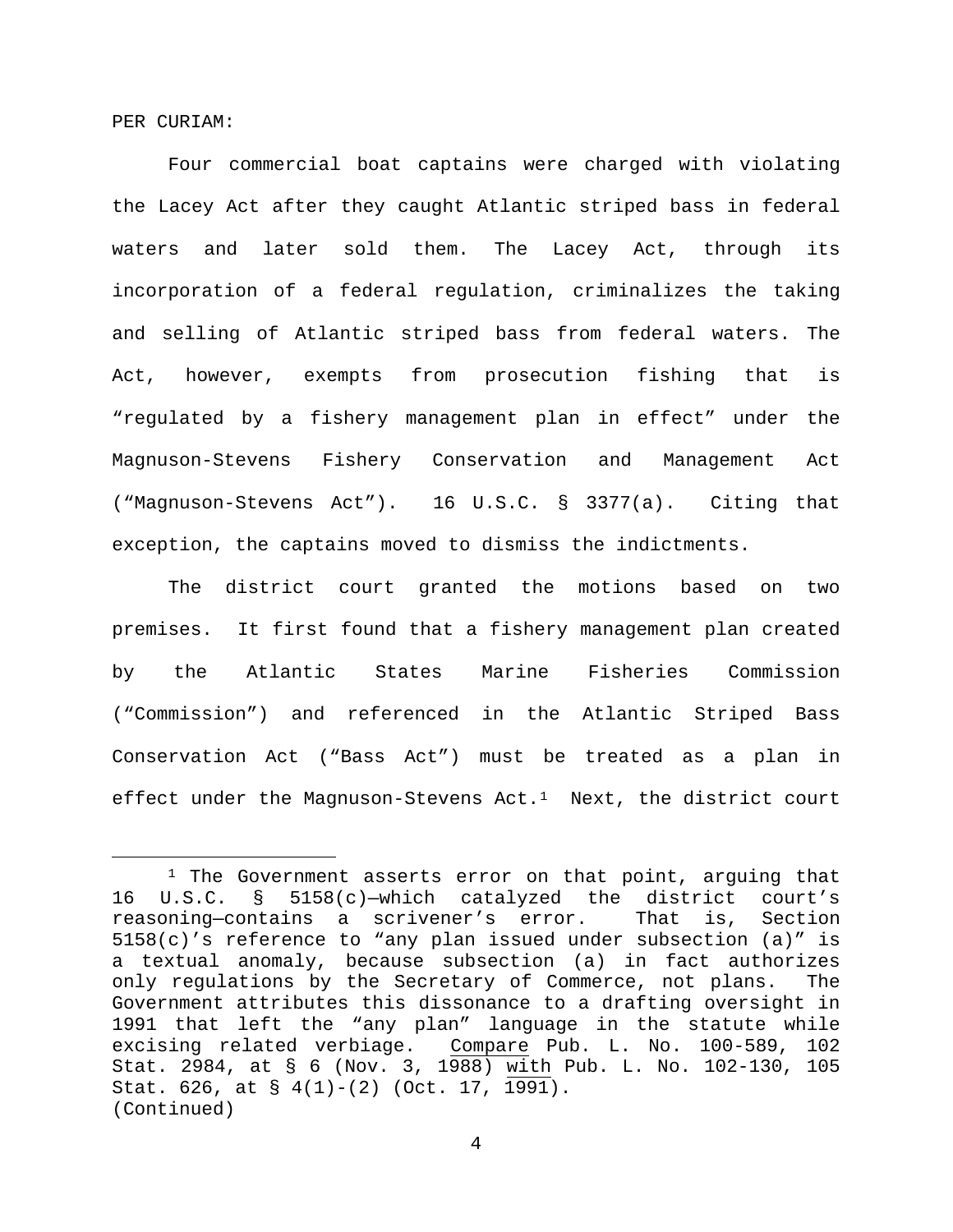PER CURIAM:

Four commercial boat captains were charged with violating the Lacey Act after they caught Atlantic striped bass in federal waters and later sold them. The Lacey Act, through its incorporation of a federal regulation, criminalizes the taking and selling of Atlantic striped bass from federal waters. The Act, however, exempts from prosecution fishing that is "regulated by a fishery management plan in effect" under the Magnuson-Stevens Fishery Conservation and Management Act ("Magnuson-Stevens Act"). 16 U.S.C. § 3377(a). Citing that exception, the captains moved to dismiss the indictments.

The district court granted the motions based on two premises. It first found that a fishery management plan created by the Atlantic States Marine Fisheries Commission ("Commission") and referenced in the Atlantic Striped Bass Conservation Act ("Bass Act") must be treated as a plan in effect under the Magnuson-Stevens Act.[1] Next, the district court

---

[1] The Government asserts error on that point, arguing that 16 U.S.C. § 5158(c)—which catalyzed the district court's reasoning—contains a scrivener's error. That is, Section 5158(c)'s reference to "any plan issued under subsection (a)" is a textual anomaly, because subsection (a) in fact authorizes only regulations by the Secretary of Commerce, not plans. The Government attributes this dissonance to a drafting oversight in 1991 that left the "any plan" language in the statute while excising related verbiage. Compare Pub. L. No. 100-589, 102 Stat. 2984, at § 6 (Nov. 3, 1988) with Pub. L. No. 102-130, 105 Stat. 626, at § 4(1)-(2) (Oct. 17, 1991).
(Continued)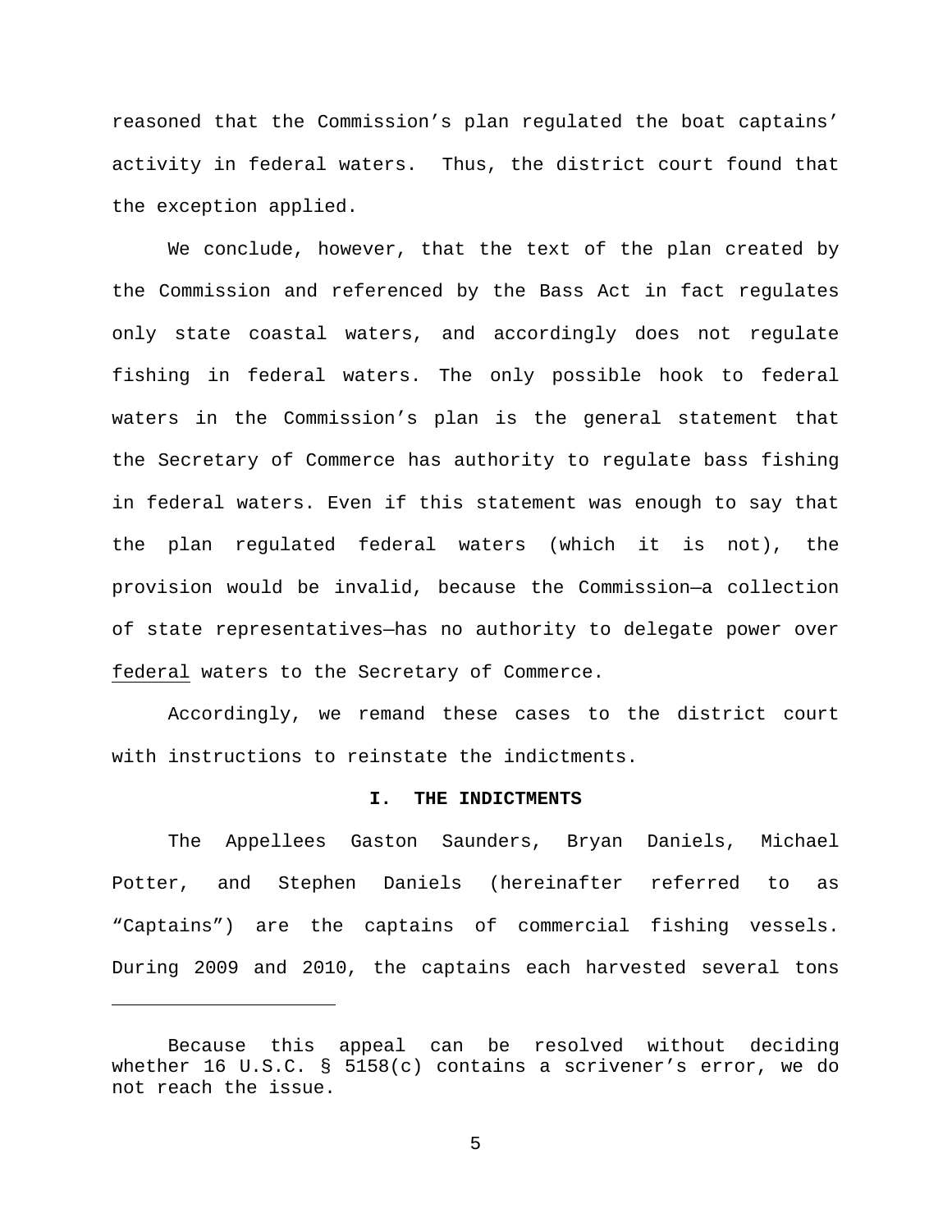reasoned that the Commission's plan regulated the boat captains' activity in federal waters. Thus, the district court found that the exception applied.

We conclude, however, that the text of the plan created by the Commission and referenced by the Bass Act in fact regulates only state coastal waters, and accordingly does not regulate fishing in federal waters. The only possible hook to federal waters in the Commission's plan is the general statement that the Secretary of Commerce has authority to regulate bass fishing in federal waters. Even if this statement was enough to say that the plan regulated federal waters (which it is not), the provision would be invalid, because the Commission—a collection of state representatives—has no authority to delegate power over <u>federal</u> waters to the Secretary of Commerce.

Accordingly, we remand these cases to the district court with instructions to reinstate the indictments.

## I. THE INDICTMENTS

The Appellees Gaston Saunders, Bryan Daniels, Michael Potter, and Stephen Daniels (hereinafter referred to as "Captains") are the captains of commercial fishing vessels. During 2009 and 2010, the captains each harvested several tons

---

Because this appeal can be resolved without deciding whether 16 U.S.C. § 5158(c) contains a scrivener's error, we do not reach the issue.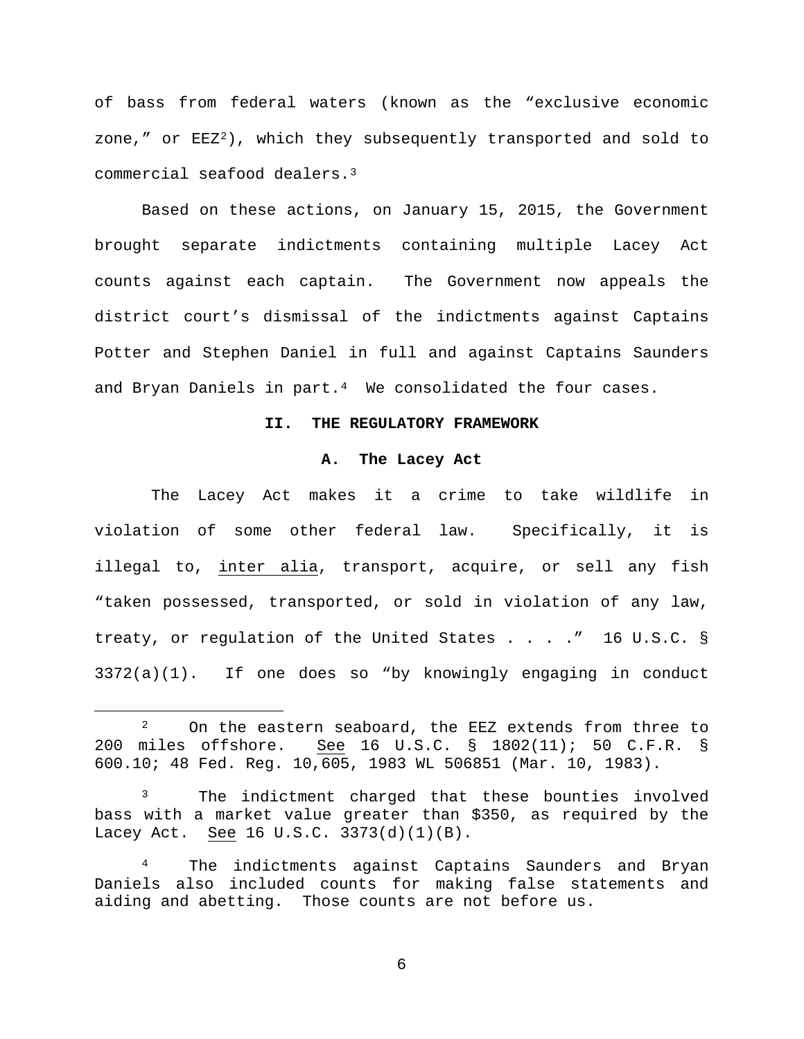of bass from federal waters (known as the "exclusive economic zone," or EEZ[2]), which they subsequently transported and sold to commercial seafood dealers.[3]

Based on these actions, on January 15, 2015, the Government brought separate indictments containing multiple Lacey Act counts against each captain. The Government now appeals the district court's dismissal of the indictments against Captains Potter and Stephen Daniel in full and against Captains Saunders and Bryan Daniels in part.[4] We consolidated the four cases.

## II. THE REGULATORY FRAMEWORK

### A. The Lacey Act

The Lacey Act makes it a crime to take wildlife in violation of some other federal law. Specifically, it is illegal to, inter alia, transport, acquire, or sell any fish "taken possessed, transported, or sold in violation of any law, treaty, or regulation of the United States . . . ." 16 U.S.C. § 3372(a)(1). If one does so "by knowingly engaging in conduct

---

[2] On the eastern seaboard, the EEZ extends from three to 200 miles offshore. See 16 U.S.C. § 1802(11); 50 C.F.R. § 600.10; 48 Fed. Reg. 10,605, 1983 WL 506851 (Mar. 10, 1983).

[3] The indictment charged that these bounties involved bass with a market value greater than $350, as required by the Lacey Act. See 16 U.S.C. 3373(d)(1)(B).

[4] The indictments against Captains Saunders and Bryan Daniels also included counts for making false statements and aiding and abetting. Those counts are not before us.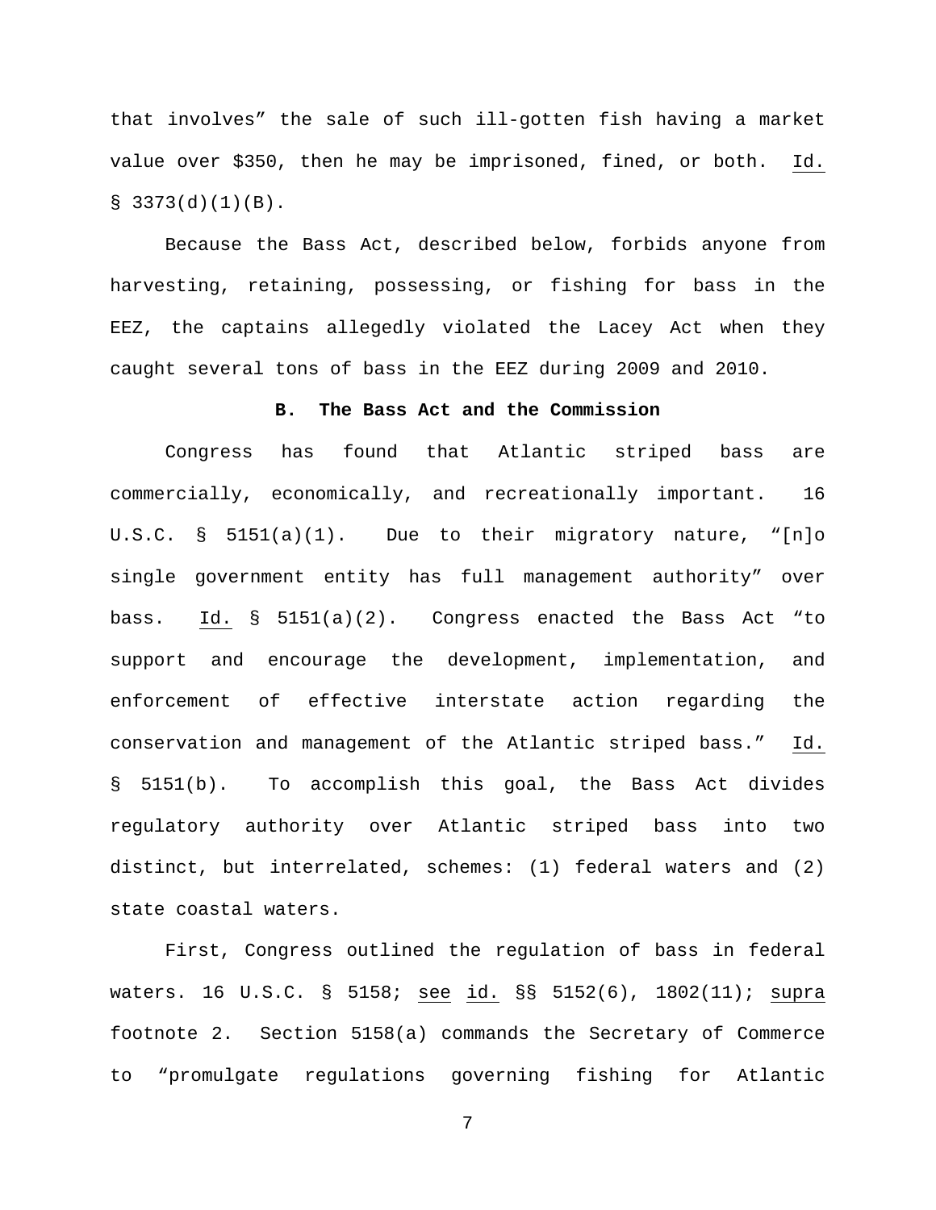that involves" the sale of such ill-gotten fish having a market value over $350, then he may be imprisoned, fined, or both. Id. § 3373(d)(1)(B).

Because the Bass Act, described below, forbids anyone from harvesting, retaining, possessing, or fishing for bass in the EEZ, the captains allegedly violated the Lacey Act when they caught several tons of bass in the EEZ during 2009 and 2010.

### B. The Bass Act and the Commission

Congress has found that Atlantic striped bass are commercially, economically, and recreationally important. 16 U.S.C. § 5151(a)(1). Due to their migratory nature, "[n]o single government entity has full management authority" over bass. Id. § 5151(a)(2). Congress enacted the Bass Act "to support and encourage the development, implementation, and enforcement of effective interstate action regarding the conservation and management of the Atlantic striped bass." Id. § 5151(b). To accomplish this goal, the Bass Act divides regulatory authority over Atlantic striped bass into two distinct, but interrelated, schemes: (1) federal waters and (2) state coastal waters.

First, Congress outlined the regulation of bass in federal waters. 16 U.S.C. § 5158; see id. §§ 5152(6), 1802(11); supra footnote 2. Section 5158(a) commands the Secretary of Commerce to "promulgate regulations governing fishing for Atlantic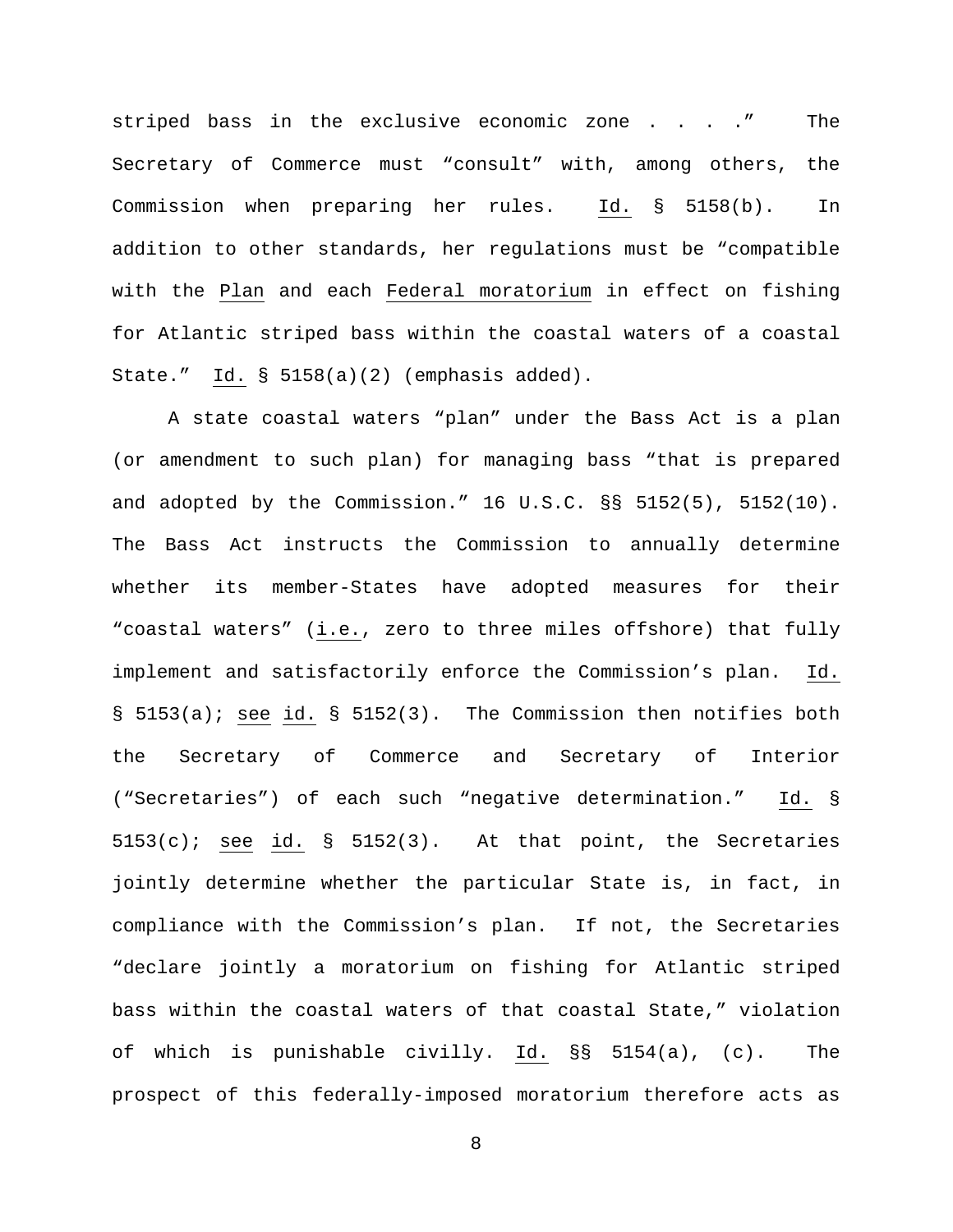striped bass in the exclusive economic zone . . . ." The Secretary of Commerce must "consult" with, among others, the Commission when preparing her rules. _Id._ § 5158(b). In addition to other standards, her regulations must be "compatible with the _Plan_ and each _Federal moratorium_ in effect on fishing for Atlantic striped bass within the coastal waters of a coastal State." _Id._ § 5158(a)(2) (emphasis added).

A state coastal waters "plan" under the Bass Act is a plan (or amendment to such plan) for managing bass "that is prepared and adopted by the Commission." 16 U.S.C. §§ 5152(5), 5152(10). The Bass Act instructs the Commission to annually determine whether its member-States have adopted measures for their "coastal waters" (_i.e._, zero to three miles offshore) that fully implement and satisfactorily enforce the Commission's plan. _Id._ § 5153(a); _see_ _id._ § 5152(3). The Commission then notifies both the Secretary of Commerce and Secretary of Interior ("Secretaries") of each such "negative determination." _Id._ § 5153(c); _see_ _id._ § 5152(3). At that point, the Secretaries jointly determine whether the particular State is, in fact, in compliance with the Commission's plan. If not, the Secretaries "declare jointly a moratorium on fishing for Atlantic striped bass within the coastal waters of that coastal State," violation of which is punishable civilly. _Id._ §§ 5154(a), (c). The prospect of this federally-imposed moratorium therefore acts as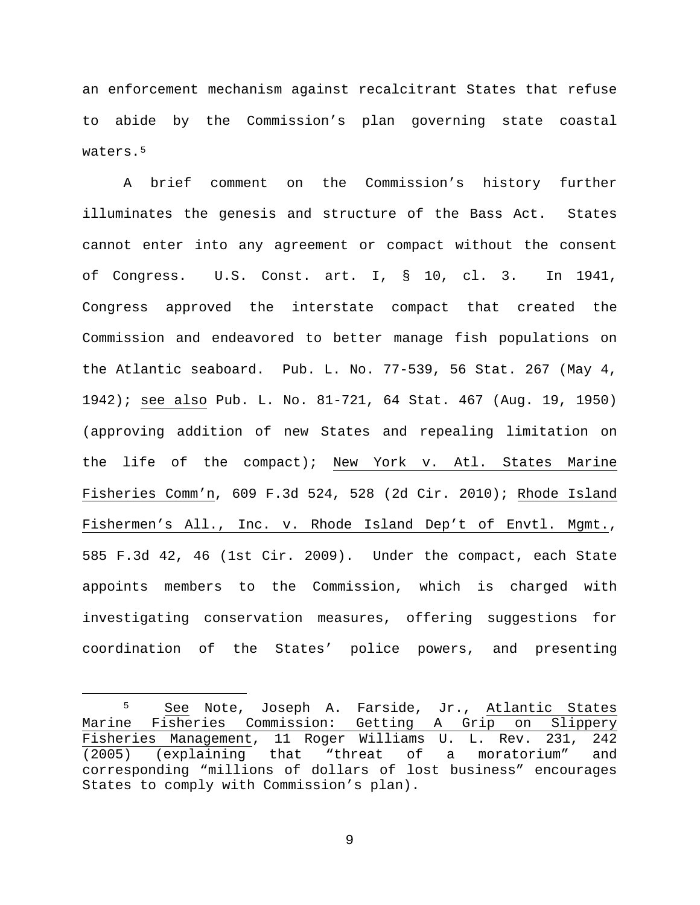an enforcement mechanism against recalcitrant States that refuse to abide by the Commission's plan governing state coastal waters.[5]

A brief comment on the Commission's history further illuminates the genesis and structure of the Bass Act. States cannot enter into any agreement or compact without the consent of Congress. U.S. Const. art. I, § 10, cl. 3. In 1941, Congress approved the interstate compact that created the Commission and endeavored to better manage fish populations on the Atlantic seaboard. Pub. L. No. 77-539, 56 Stat. 267 (May 4, 1942); see also Pub. L. No. 81-721, 64 Stat. 467 (Aug. 19, 1950) (approving addition of new States and repealing limitation on the life of the compact); New York v. Atl. States Marine Fisheries Comm'n, 609 F.3d 524, 528 (2d Cir. 2010); Rhode Island Fishermen's All., Inc. v. Rhode Island Dep't of Envtl. Mgmt., 585 F.3d 42, 46 (1st Cir. 2009). Under the compact, each State appoints members to the Commission, which is charged with investigating conservation measures, offering suggestions for coordination of the States' police powers, and presenting

---

[5] See Note, Joseph A. Farside, Jr., Atlantic States Marine Fisheries Commission: Getting A Grip on Slippery Fisheries Management, 11 Roger Williams U. L. Rev. 231, 242 (2005) (explaining that "threat of a moratorium" and corresponding "millions of dollars of lost business" encourages States to comply with Commission's plan).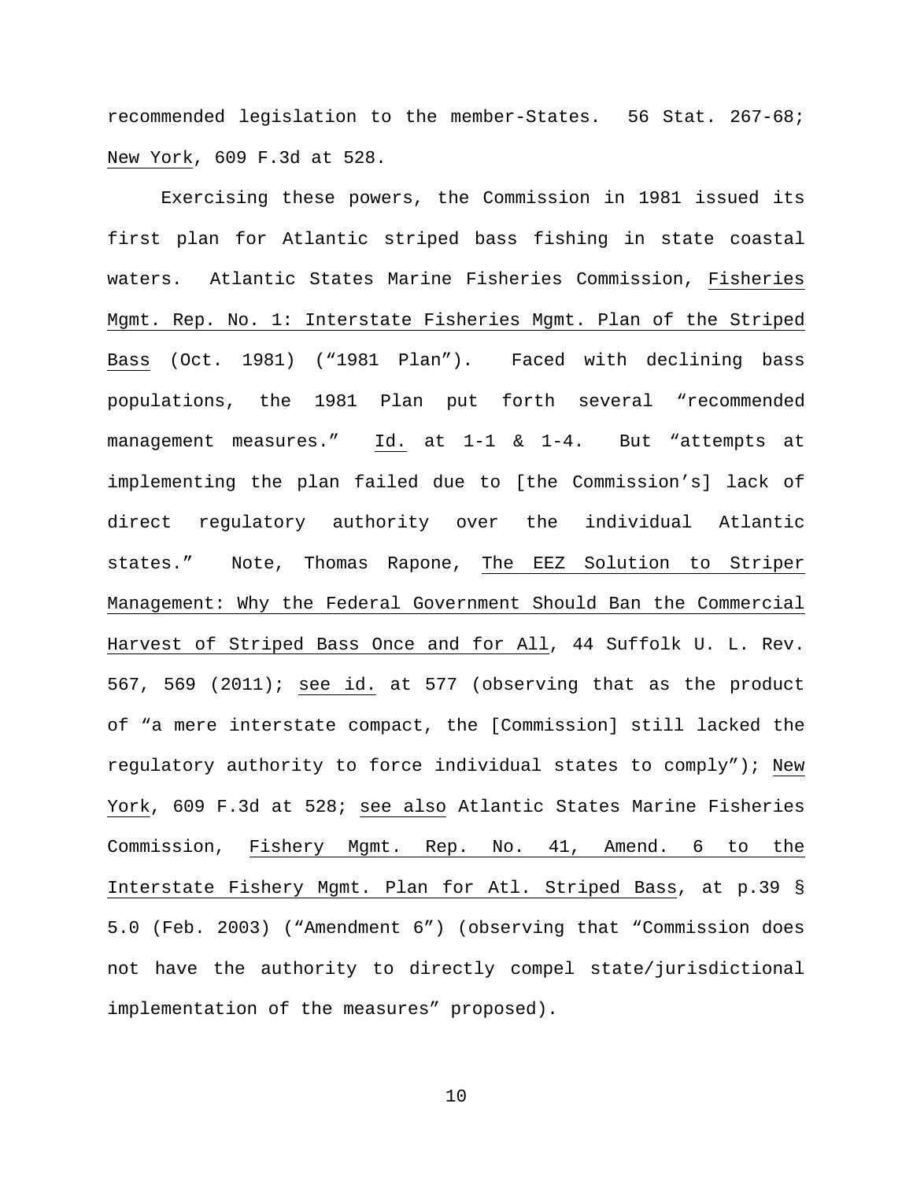recommended legislation to the member-States. 56 Stat. 267-68; New York, 609 F.3d at 528.

Exercising these powers, the Commission in 1981 issued its first plan for Atlantic striped bass fishing in state coastal waters. Atlantic States Marine Fisheries Commission, Fisheries Mgmt. Rep. No. 1: Interstate Fisheries Mgmt. Plan of the Striped Bass (Oct. 1981) ("1981 Plan"). Faced with declining bass populations, the 1981 Plan put forth several "recommended management measures." Id. at 1-1 & 1-4. But "attempts at implementing the plan failed due to [the Commission's] lack of direct regulatory authority over the individual Atlantic states." Note, Thomas Rapone, The EEZ Solution to Striper Management: Why the Federal Government Should Ban the Commercial Harvest of Striped Bass Once and for All, 44 Suffolk U. L. Rev. 567, 569 (2011); see id. at 577 (observing that as the product of "a mere interstate compact, the [Commission] still lacked the regulatory authority to force individual states to comply"); New York, 609 F.3d at 528; see also Atlantic States Marine Fisheries Commission, Fishery Mgmt. Rep. No. 41, Amend. 6 to the Interstate Fishery Mgmt. Plan for Atl. Striped Bass, at p.39 § 5.0 (Feb. 2003) ("Amendment 6") (observing that "Commission does not have the authority to directly compel state/jurisdictional implementation of the measures" proposed).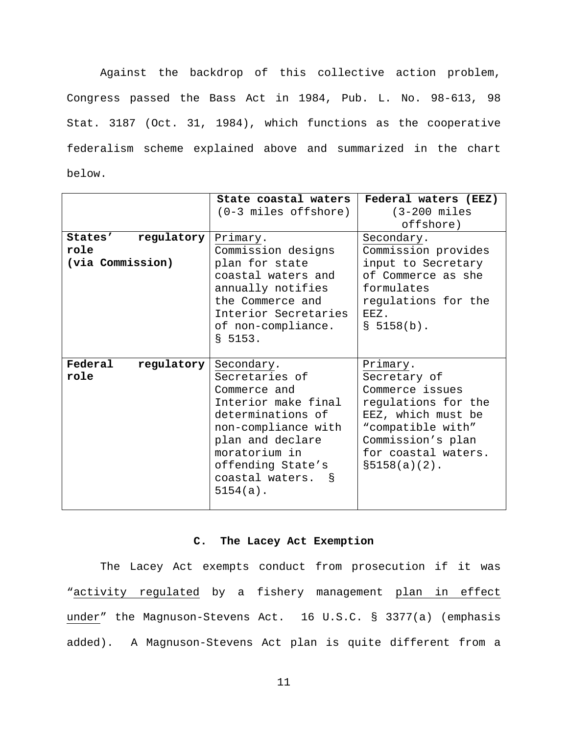Against the backdrop of this collective action problem, Congress passed the Bass Act in 1984, Pub. L. No. 98-613, 98 Stat. 3187 (Oct. 31, 1984), which functions as the cooperative federalism scheme explained above and summarized in the chart below.

| | **State coastal waters** (0-3 miles offshore) | **Federal waters (EEZ)** (3-200 miles offshore) |
|---|---|---|
| **States' regulatory role (via Commission)** | Primary. Commission designs plan for state coastal waters and annually notifies the Commerce and Interior Secretaries of non-compliance. § 5153. | Secondary. Commission provides input to Secretary of Commerce as she formulates regulations for the EEZ. § 5158(b). |
| **Federal regulatory role** | Secondary. Secretaries of Commerce and Interior make final determinations of non-compliance with plan and declare moratorium in offending State's coastal waters. § 5154(a). | Primary. Secretary of Commerce issues regulations for the EEZ, which must be "compatible with" Commission's plan for coastal waters. §5158(a)(2). |

### C. The Lacey Act Exemption

The Lacey Act exempts conduct from prosecution if it was "activity regulated by a fishery management plan in effect under" the Magnuson-Stevens Act. 16 U.S.C. § 3377(a) (emphasis added). A Magnuson-Stevens Act plan is quite different from a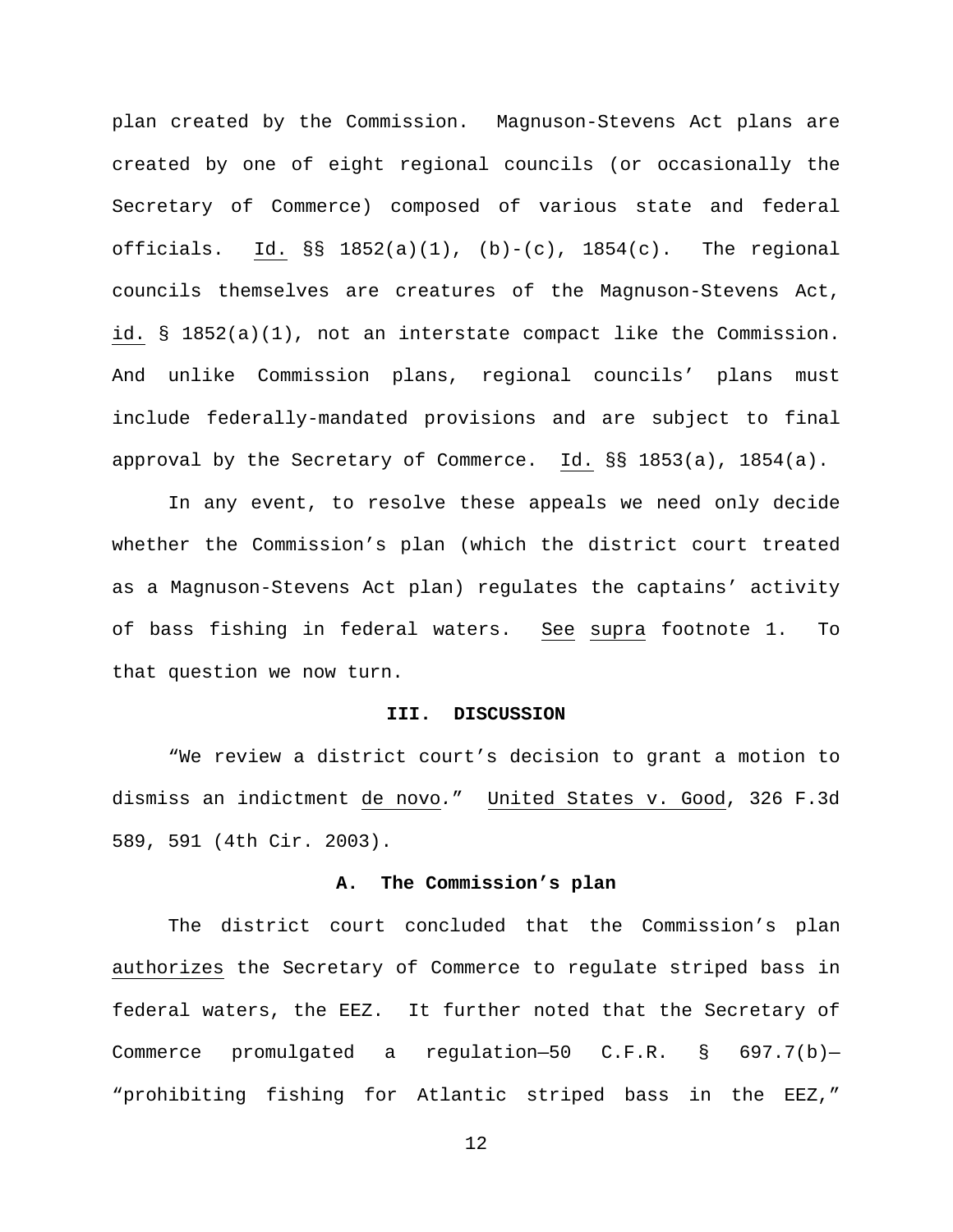plan created by the Commission. Magnuson-Stevens Act plans are created by one of eight regional councils (or occasionally the Secretary of Commerce) composed of various state and federal officials. Id. §§ 1852(a)(1), (b)-(c), 1854(c). The regional councils themselves are creatures of the Magnuson-Stevens Act, id. § 1852(a)(1), not an interstate compact like the Commission. And unlike Commission plans, regional councils' plans must include federally-mandated provisions and are subject to final approval by the Secretary of Commerce. Id. §§ 1853(a), 1854(a).

In any event, to resolve these appeals we need only decide whether the Commission's plan (which the district court treated as a Magnuson-Stevens Act plan) regulates the captains' activity of bass fishing in federal waters. See supra footnote 1. To that question we now turn.

## III. DISCUSSION

"We review a district court's decision to grant a motion to dismiss an indictment de novo." United States v. Good, 326 F.3d 589, 591 (4th Cir. 2003).

### A. The Commission's plan

The district court concluded that the Commission's plan authorizes the Secretary of Commerce to regulate striped bass in federal waters, the EEZ. It further noted that the Secretary of Commerce promulgated a regulation—50 C.F.R. § 697.7(b)—"prohibiting fishing for Atlantic striped bass in the EEZ,"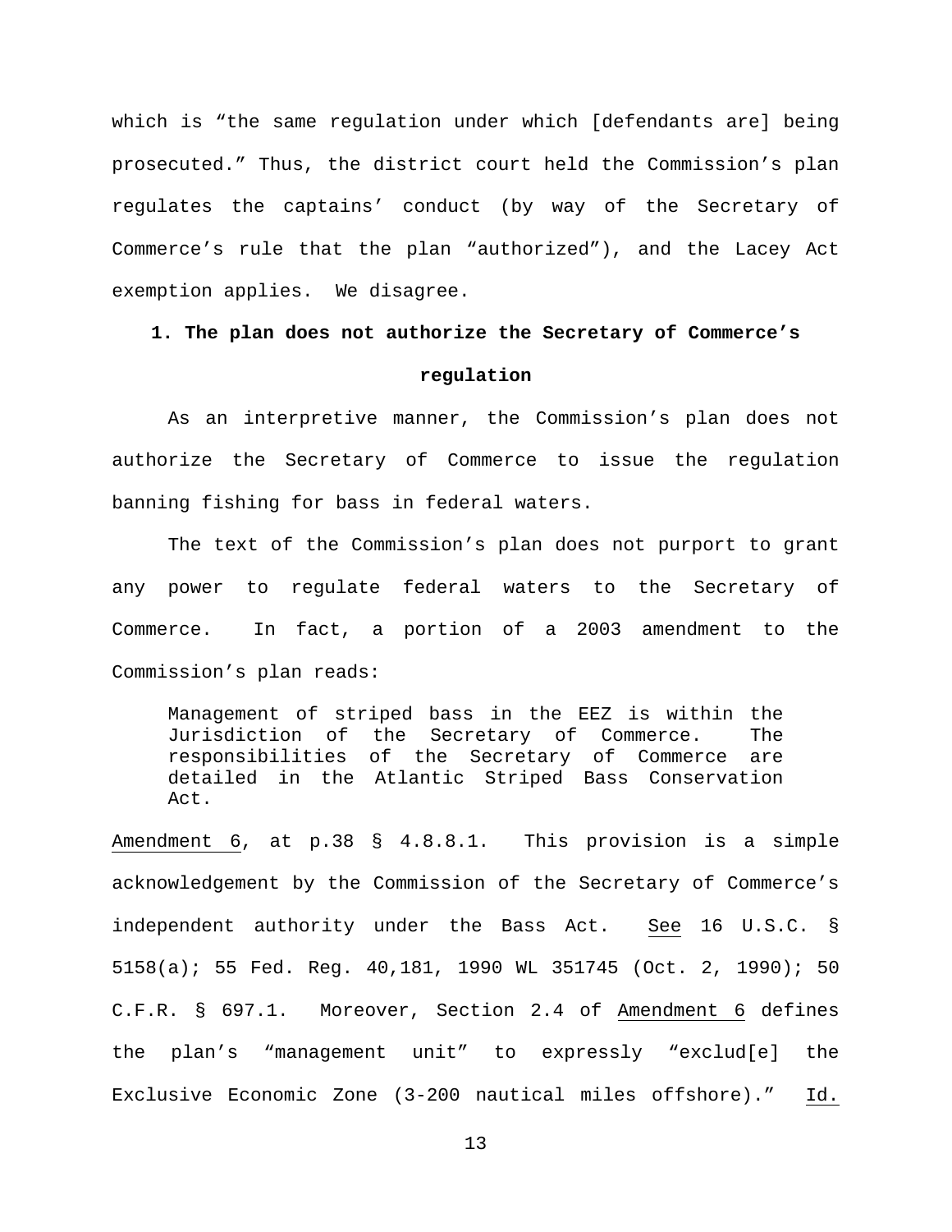which is "the same regulation under which [defendants are] being prosecuted." Thus, the district court held the Commission's plan regulates the captains' conduct (by way of the Secretary of Commerce's rule that the plan "authorized"), and the Lacey Act exemption applies. We disagree.

**1. The plan does not authorize the Secretary of Commerce's regulation**

As an interpretive manner, the Commission's plan does not authorize the Secretary of Commerce to issue the regulation banning fishing for bass in federal waters.

The text of the Commission's plan does not purport to grant any power to regulate federal waters to the Secretary of Commerce. In fact, a portion of a 2003 amendment to the Commission's plan reads:

> Management of striped bass in the EEZ is within the Jurisdiction of the Secretary of Commerce. The responsibilities of the Secretary of Commerce are detailed in the Atlantic Striped Bass Conservation Act.

Amendment 6, at p.38 § 4.8.8.1. This provision is a simple acknowledgement by the Commission of the Secretary of Commerce's independent authority under the Bass Act. See 16 U.S.C. § 5158(a); 55 Fed. Reg. 40,181, 1990 WL 351745 (Oct. 2, 1990); 50 C.F.R. § 697.1. Moreover, Section 2.4 of Amendment 6 defines the plan's "management unit" to expressly "exclud[e] the Exclusive Economic Zone (3-200 nautical miles offshore)." Id.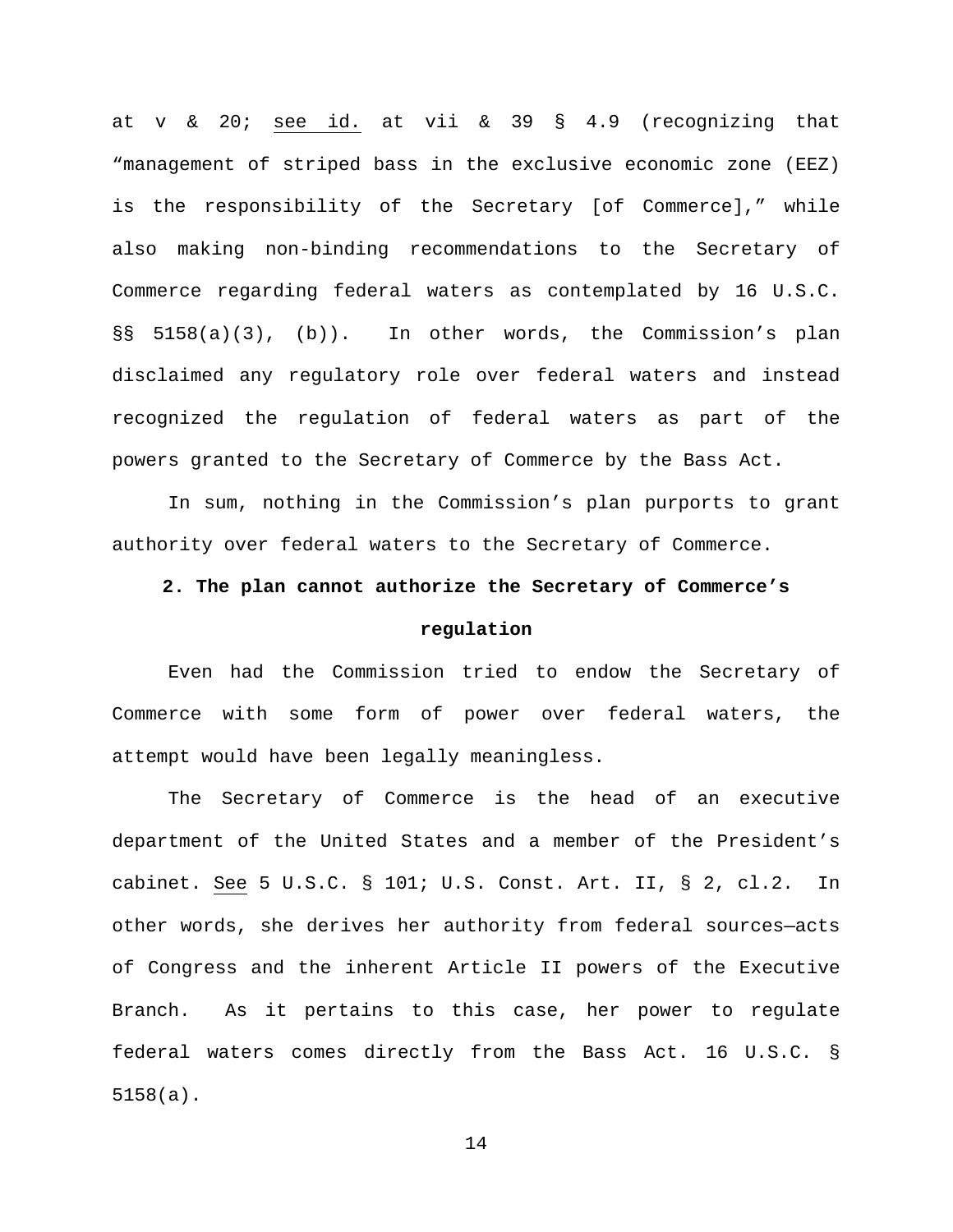at v & 20; see id. at vii & 39 § 4.9 (recognizing that "management of striped bass in the exclusive economic zone (EEZ) is the responsibility of the Secretary [of Commerce]," while also making non-binding recommendations to the Secretary of Commerce regarding federal waters as contemplated by 16 U.S.C. §§ 5158(a)(3), (b)). In other words, the Commission's plan disclaimed any regulatory role over federal waters and instead recognized the regulation of federal waters as part of the powers granted to the Secretary of Commerce by the Bass Act.

In sum, nothing in the Commission's plan purports to grant authority over federal waters to the Secretary of Commerce.

**2. The plan cannot authorize the Secretary of Commerce's regulation**

Even had the Commission tried to endow the Secretary of Commerce with some form of power over federal waters, the attempt would have been legally meaningless.

The Secretary of Commerce is the head of an executive department of the United States and a member of the President's cabinet. See 5 U.S.C. § 101; U.S. Const. Art. II, § 2, cl.2. In other words, she derives her authority from federal sources—acts of Congress and the inherent Article II powers of the Executive Branch. As it pertains to this case, her power to regulate federal waters comes directly from the Bass Act. 16 U.S.C. § 5158(a).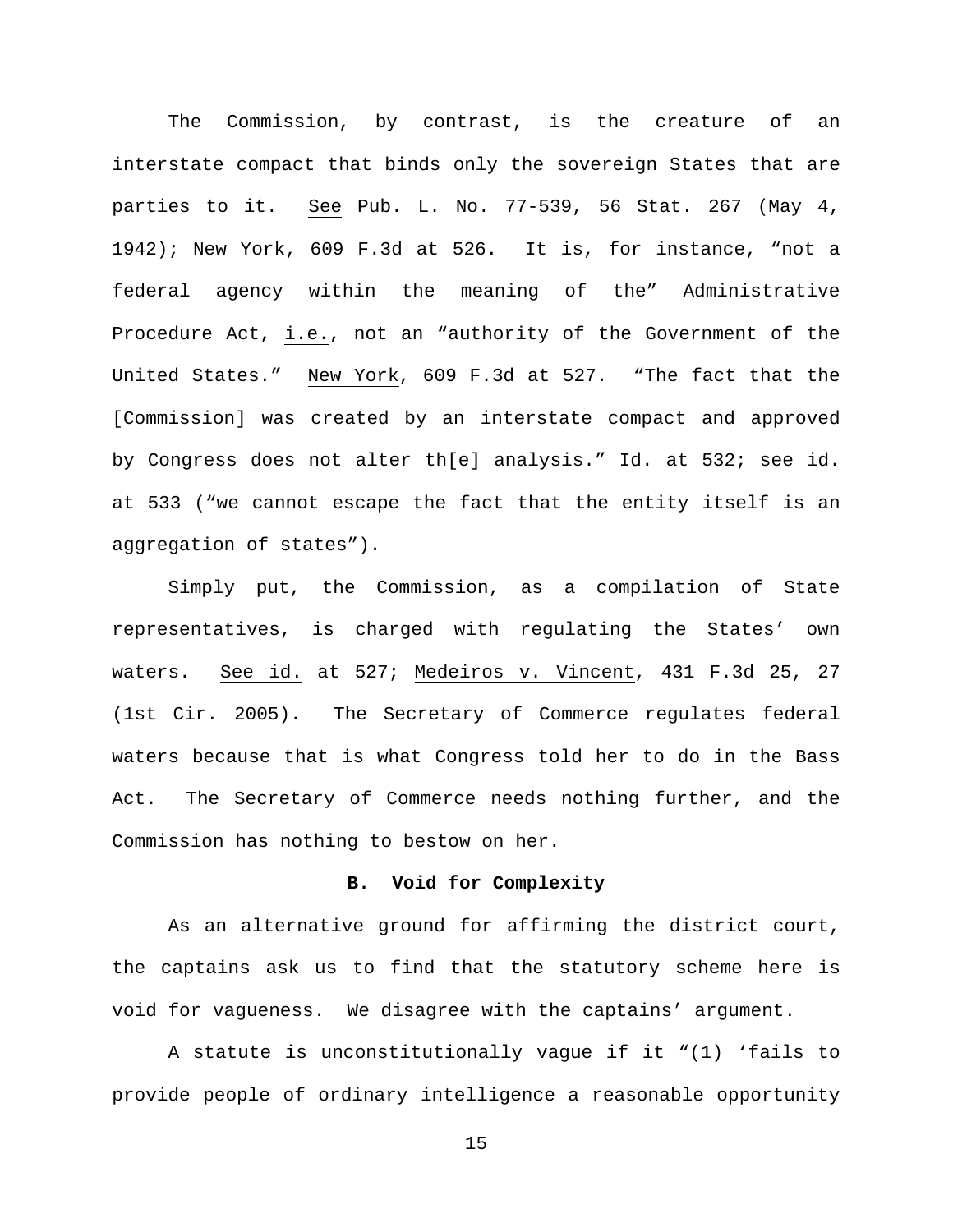The Commission, by contrast, is the creature of an interstate compact that binds only the sovereign States that are parties to it. See Pub. L. No. 77-539, 56 Stat. 267 (May 4, 1942); New York, 609 F.3d at 526. It is, for instance, "not a federal agency within the meaning of the" Administrative Procedure Act, i.e., not an "authority of the Government of the United States." New York, 609 F.3d at 527. "The fact that the [Commission] was created by an interstate compact and approved by Congress does not alter th[e] analysis." Id. at 532; see id. at 533 ("we cannot escape the fact that the entity itself is an aggregation of states").

Simply put, the Commission, as a compilation of State representatives, is charged with regulating the States' own waters. See id. at 527; Medeiros v. Vincent, 431 F.3d 25, 27 (1st Cir. 2005). The Secretary of Commerce regulates federal waters because that is what Congress told her to do in the Bass Act. The Secretary of Commerce needs nothing further, and the Commission has nothing to bestow on her.

**B. Void for Complexity**

As an alternative ground for affirming the district court, the captains ask us to find that the statutory scheme here is void for vagueness. We disagree with the captains' argument.

A statute is unconstitutionally vague if it "(1) 'fails to provide people of ordinary intelligence a reasonable opportunity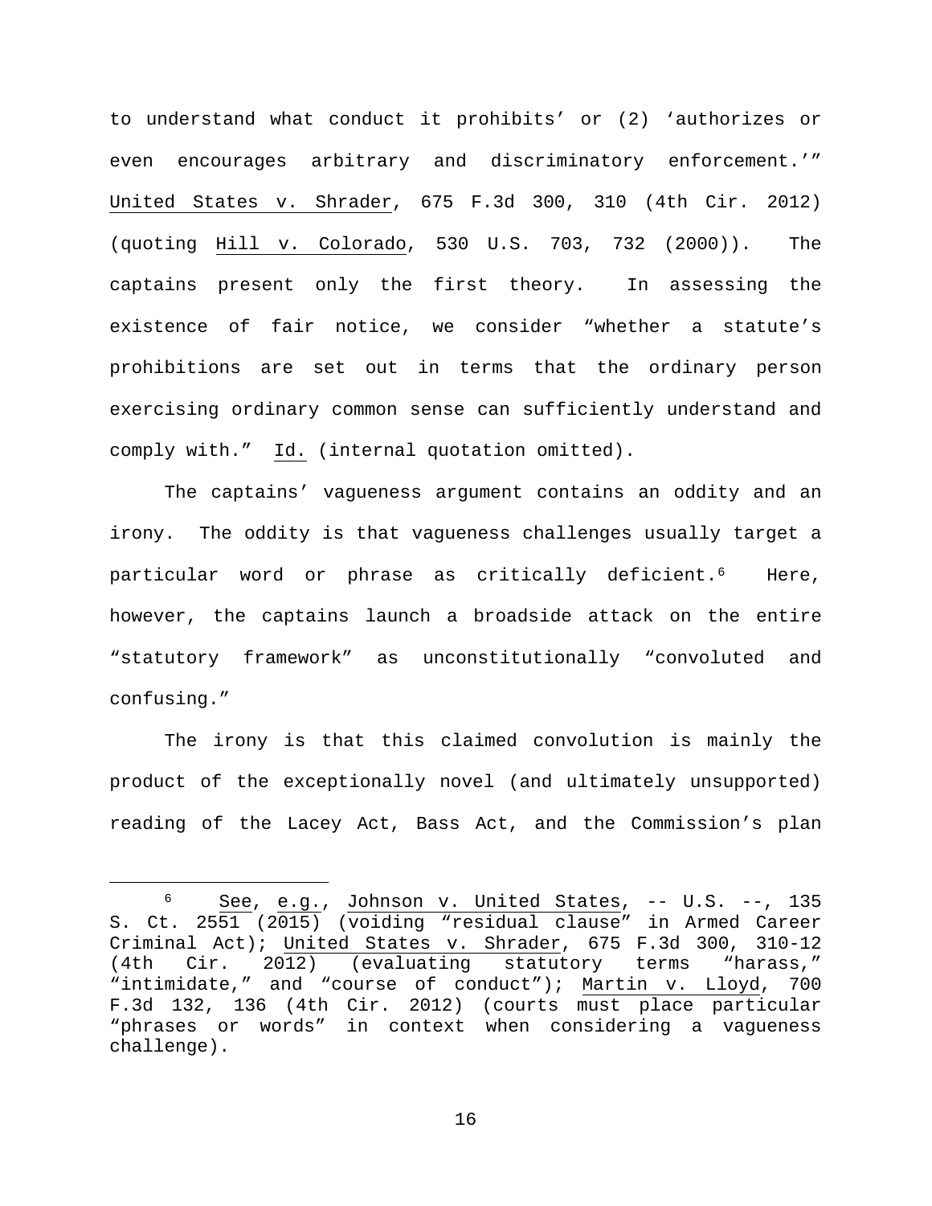to understand what conduct it prohibits' or (2) 'authorizes or even encourages arbitrary and discriminatory enforcement.'" United States v. Shrader, 675 F.3d 300, 310 (4th Cir. 2012) (quoting Hill v. Colorado, 530 U.S. 703, 732 (2000)). The captains present only the first theory. In assessing the existence of fair notice, we consider "whether a statute's prohibitions are set out in terms that the ordinary person exercising ordinary common sense can sufficiently understand and comply with." Id. (internal quotation omitted).

The captains' vagueness argument contains an oddity and an irony. The oddity is that vagueness challenges usually target a particular word or phrase as critically deficient.[6] Here, however, the captains launch a broadside attack on the entire "statutory framework" as unconstitutionally "convoluted and confusing."

The irony is that this claimed convolution is mainly the product of the exceptionally novel (and ultimately unsupported) reading of the Lacey Act, Bass Act, and the Commission's plan

---

[6] See, e.g., Johnson v. United States, -- U.S. --, 135 S. Ct. 2551 (2015) (voiding "residual clause" in Armed Career Criminal Act); United States v. Shrader, 675 F.3d 300, 310-12 (4th Cir. 2012) (evaluating statutory terms "harass," "intimidate," and "course of conduct"); Martin v. Lloyd, 700 F.3d 132, 136 (4th Cir. 2012) (courts must place particular "phrases or words" in context when considering a vagueness challenge).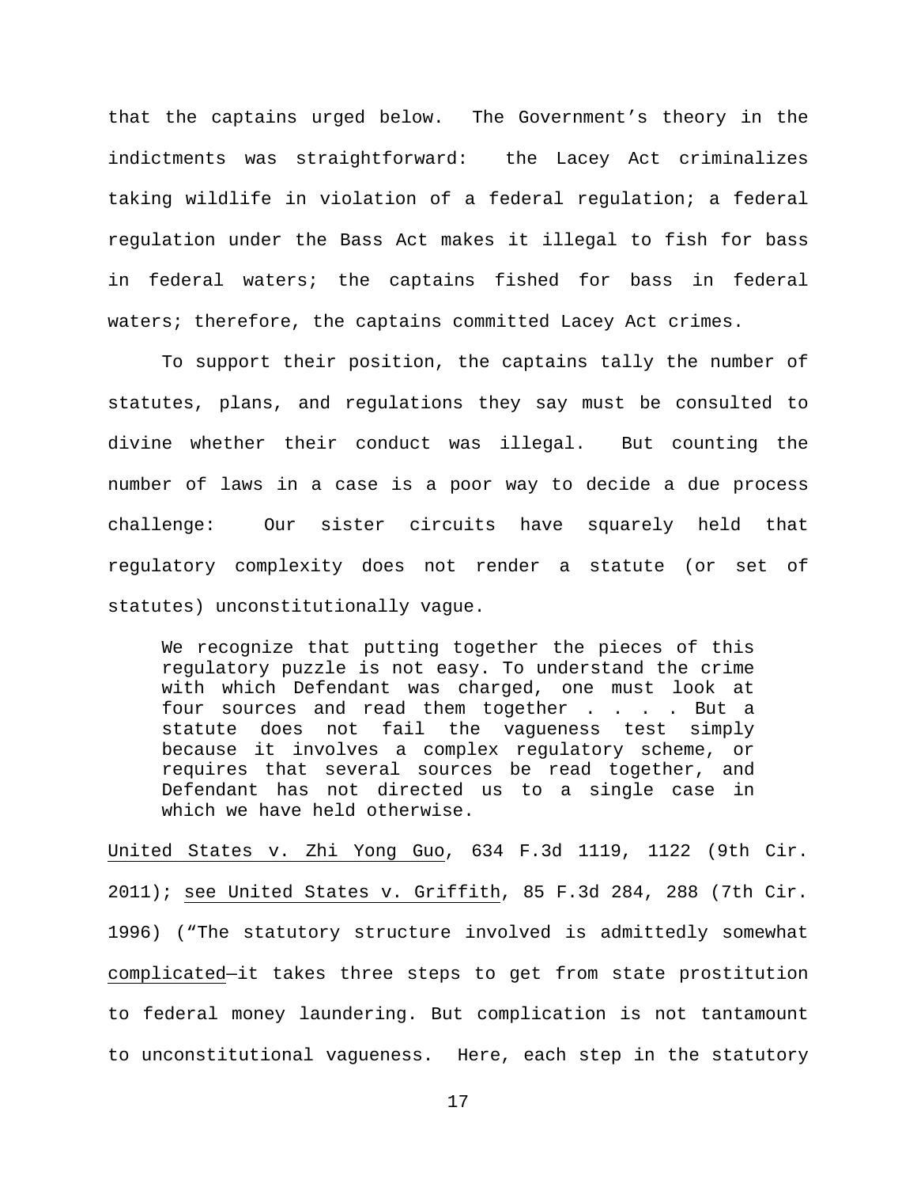that the captains urged below. The Government's theory in the indictments was straightforward: the Lacey Act criminalizes taking wildlife in violation of a federal regulation; a federal regulation under the Bass Act makes it illegal to fish for bass in federal waters; the captains fished for bass in federal waters; therefore, the captains committed Lacey Act crimes.

To support their position, the captains tally the number of statutes, plans, and regulations they say must be consulted to divine whether their conduct was illegal. But counting the number of laws in a case is a poor way to decide a due process challenge: Our sister circuits have squarely held that regulatory complexity does not render a statute (or set of statutes) unconstitutionally vague.

> We recognize that putting together the pieces of this regulatory puzzle is not easy. To understand the crime with which Defendant was charged, one must look at four sources and read them together . . . . But a statute does not fail the vagueness test simply because it involves a complex regulatory scheme, or requires that several sources be read together, and Defendant has not directed us to a single case in which we have held otherwise.

United States v. Zhi Yong Guo, 634 F.3d 1119, 1122 (9th Cir. 2011); see United States v. Griffith, 85 F.3d 284, 288 (7th Cir. 1996) ("The statutory structure involved is admittedly somewhat complicated—it takes three steps to get from state prostitution to federal money laundering. But complication is not tantamount to unconstitutional vagueness. Here, each step in the statutory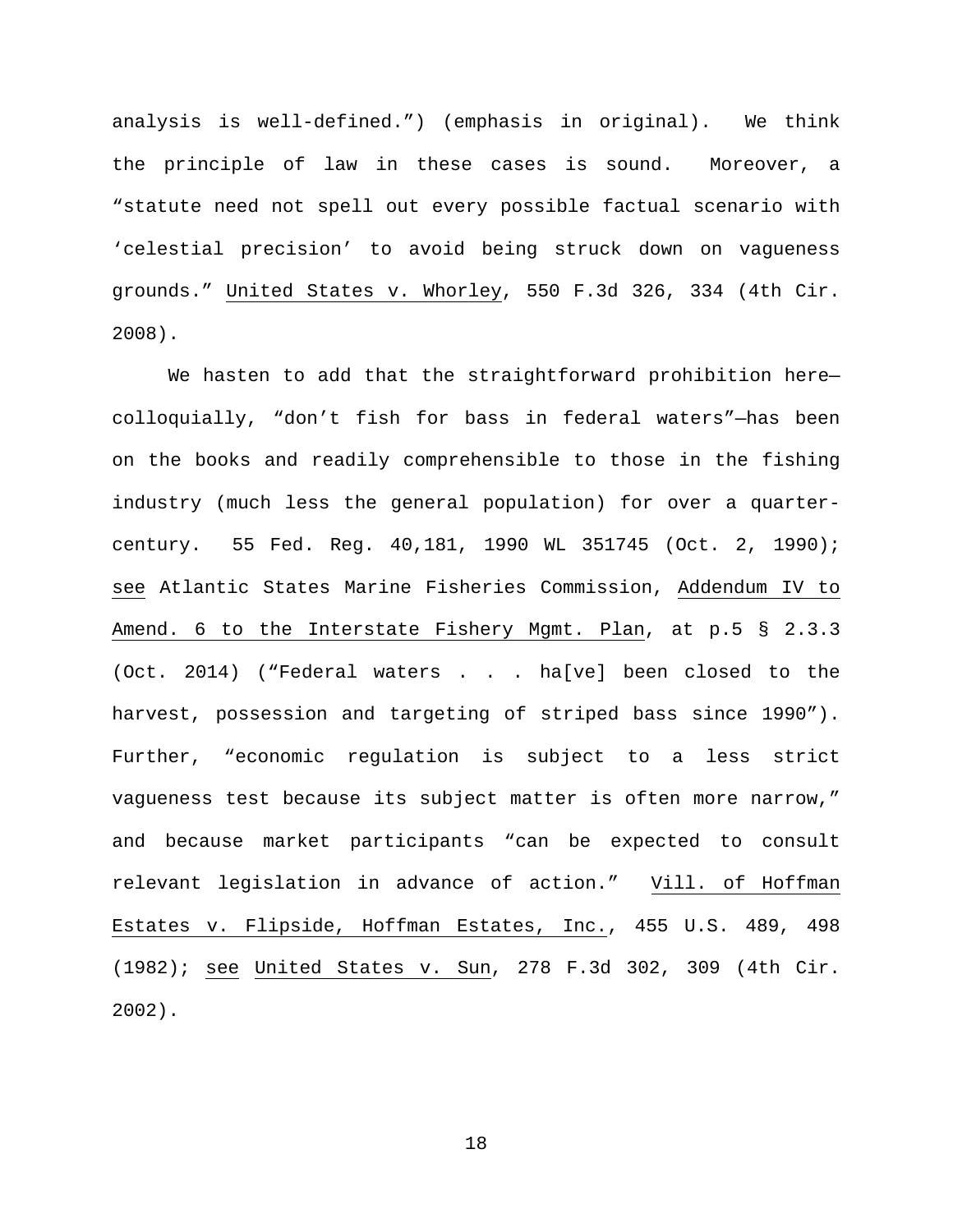analysis is well-defined.") (emphasis in original). We think the principle of law in these cases is sound. Moreover, a "statute need not spell out every possible factual scenario with 'celestial precision' to avoid being struck down on vagueness grounds." United States v. Whorley, 550 F.3d 326, 334 (4th Cir. 2008).

We hasten to add that the straightforward prohibition here—colloquially, "don't fish for bass in federal waters"—has been on the books and readily comprehensible to those in the fishing industry (much less the general population) for over a quarter-century. 55 Fed. Reg. 40,181, 1990 WL 351745 (Oct. 2, 1990); see Atlantic States Marine Fisheries Commission, Addendum IV to Amend. 6 to the Interstate Fishery Mgmt. Plan, at p.5 § 2.3.3 (Oct. 2014) ("Federal waters . . . ha[ve] been closed to the harvest, possession and targeting of striped bass since 1990"). Further, "economic regulation is subject to a less strict vagueness test because its subject matter is often more narrow," and because market participants "can be expected to consult relevant legislation in advance of action." Vill. of Hoffman Estates v. Flipside, Hoffman Estates, Inc., 455 U.S. 489, 498 (1982); see United States v. Sun, 278 F.3d 302, 309 (4th Cir. 2002).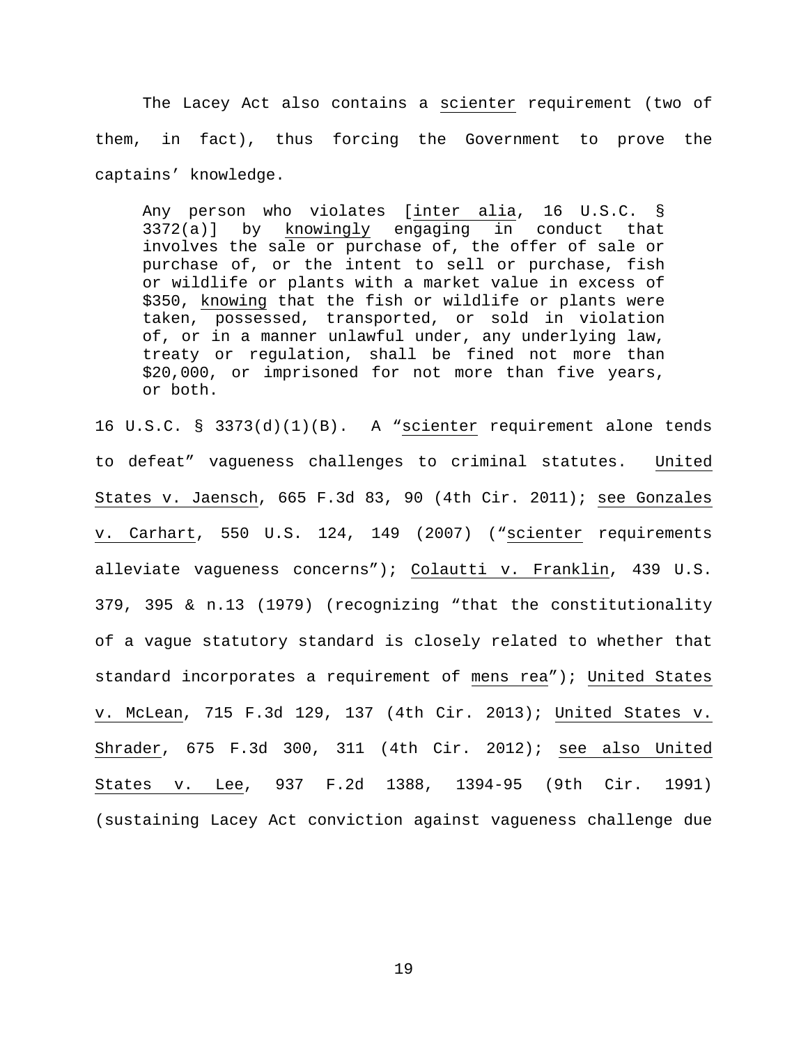The Lacey Act also contains a *scienter* requirement (two of them, in fact), thus forcing the Government to prove the captains' knowledge.

> Any person who violates [*inter alia*, 16 U.S.C. § 3372(a)] by *knowingly* engaging in conduct that involves the sale or purchase of, the offer of sale or purchase of, or the intent to sell or purchase, fish or wildlife or plants with a market value in excess of $350, *knowing* that the fish or wildlife or plants were taken, possessed, transported, or sold in violation of, or in a manner unlawful under, any underlying law, treaty or regulation, shall be fined not more than $20,000, or imprisoned for not more than five years, or both.

16 U.S.C. § 3373(d)(1)(B). A "*scienter* requirement alone tends to defeat" vagueness challenges to criminal statutes. *United States v. Jaensch*, 665 F.3d 83, 90 (4th Cir. 2011); *see Gonzales v. Carhart*, 550 U.S. 124, 149 (2007) ("*scienter* requirements alleviate vagueness concerns"); *Colautti v. Franklin*, 439 U.S. 379, 395 & n.13 (1979) (recognizing "that the constitutionality of a vague statutory standard is closely related to whether that standard incorporates a requirement of *mens rea*"); *United States v. McLean*, 715 F.3d 129, 137 (4th Cir. 2013); *United States v. Shrader*, 675 F.3d 300, 311 (4th Cir. 2012); *see also United States v. Lee*, 937 F.2d 1388, 1394-95 (9th Cir. 1991) (sustaining Lacey Act conviction against vagueness challenge due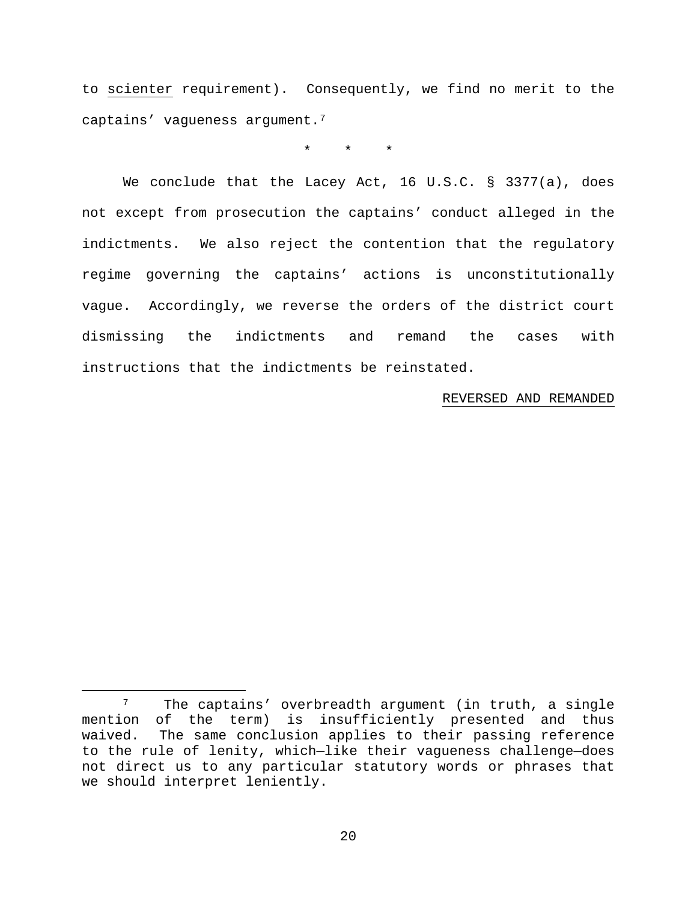to _scienter_ requirement). Consequently, we find no merit to the captains' vagueness argument.[7]

\*     \*     \*

We conclude that the Lacey Act, 16 U.S.C. § 3377(a), does not except from prosecution the captains' conduct alleged in the indictments. We also reject the contention that the regulatory regime governing the captains' actions is unconstitutionally vague. Accordingly, we reverse the orders of the district court dismissing the indictments and remand the cases with instructions that the indictments be reinstated.

REVERSED AND REMANDED

---

[7] The captains' overbreadth argument (in truth, a single mention of the term) is insufficiently presented and thus waived. The same conclusion applies to their passing reference to the rule of lenity, which—like their vagueness challenge—does not direct us to any particular statutory words or phrases that we should interpret leniently.